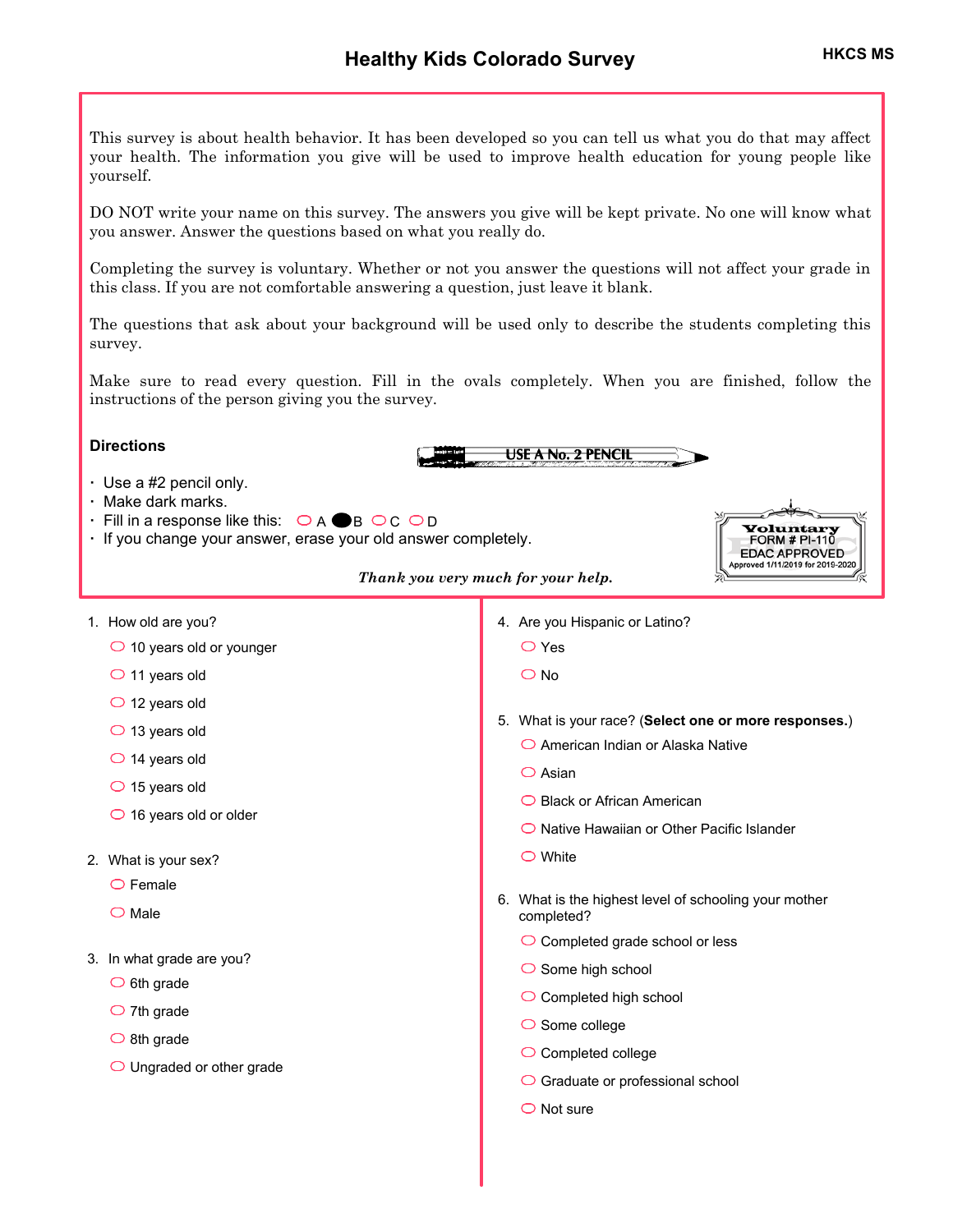# Healthy Kids Colorado Survey

HKCS MS

This survey is about health behavior. It has been developed so you can tell us what you do that may affect your health. The information you give will be used to improve health education for young people like yourself.

DO NOT write your name on this survey. The answers you give will be kept private. No one will know what you answer. Answer the questions based on what you really do.

Completing the survey is voluntary. Whether or not you answer the questions will not affect your grade in this class. If you are not comfortable answering a question, just leave it blank.

The questions that ask about your background will be used only to describe the students completing this survey.

Make sure to read every question. Fill in the ovals completely. When you are finished, follow the instructions of the person giving you the survey.

**Directions**

USE A No. 2 PENCIL

- Use a #2 pencil only.
- Make dark marks.
- Fill in a response like this: ○ A ● B ○ C ○ D
- If you change your answer, erase your old answer completely.

Voluntary
FORM # PI-110
EDAC APPROVED
Approved 1/11/2019 for 2019-2020

*Thank you very much for your help.*

1. How old are you?
   - ○ 10 years old or younger
   - ○ 11 years old
   - ○ 12 years old
   - ○ 13 years old
   - ○ 14 years old
   - ○ 15 years old
   - ○ 16 years old or older

2. What is your sex?
   - ○ Female
   - ○ Male

3. In what grade are you?
   - ○ 6th grade
   - ○ 7th grade
   - ○ 8th grade
   - ○ Ungraded or other grade

4. Are you Hispanic or Latino?
   - ○ Yes
   - ○ No

5. What is your race? (**Select one or more responses.**)
   - ○ American Indian or Alaska Native
   - ○ Asian
   - ○ Black or African American
   - ○ Native Hawaiian or Other Pacific Islander
   - ○ White

6. What is the highest level of schooling your mother completed?
   - ○ Completed grade school or less
   - ○ Some high school
   - ○ Completed high school
   - ○ Some college
   - ○ Completed college
   - ○ Graduate or professional school
   - ○ Not sure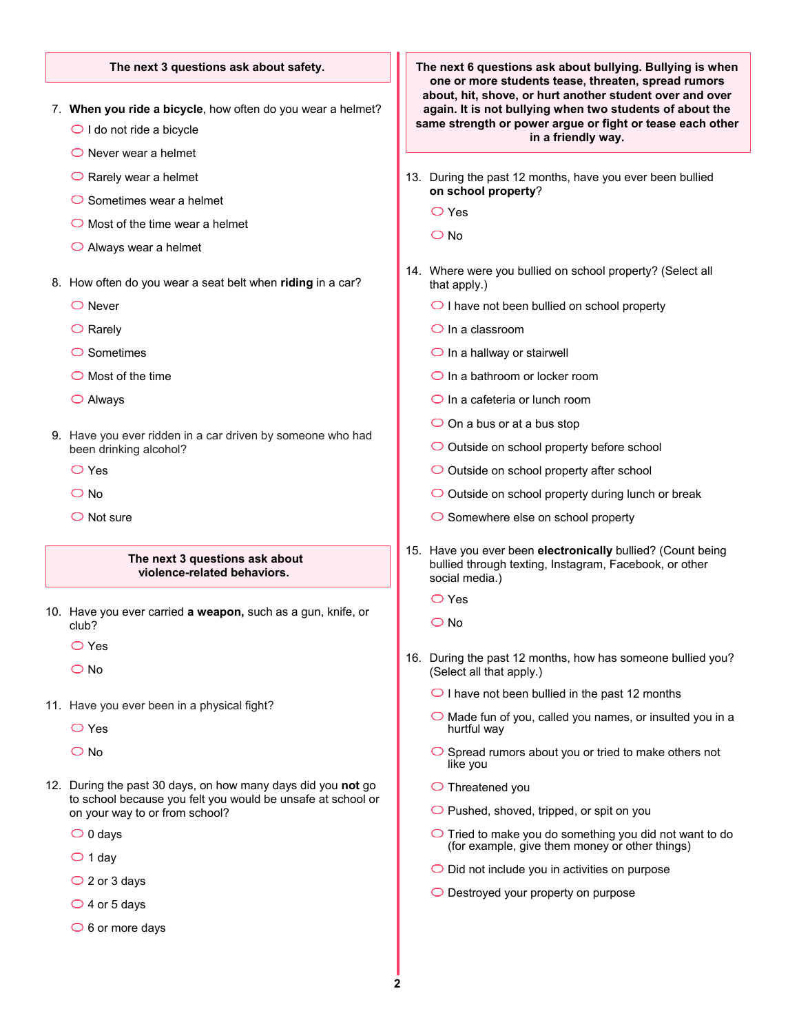**The next 3 questions ask about safety.**

7. **When you ride a bicycle**, how often do you wear a helmet?
   - I do not ride a bicycle
   - Never wear a helmet
   - Rarely wear a helmet
   - Sometimes wear a helmet
   - Most of the time wear a helmet
   - Always wear a helmet

8. How often do you wear a seat belt when **riding** in a car?
   - Never
   - Rarely
   - Sometimes
   - Most of the time
   - Always

9. Have you ever ridden in a car driven by someone who had been drinking alcohol?
   - Yes
   - No
   - Not sure

**The next 3 questions ask about violence-related behaviors.**

10. Have you ever carried **a weapon,** such as a gun, knife, or club?
    - Yes
    - No

11. Have you ever been in a physical fight?
    - Yes
    - No

12. During the past 30 days, on how many days did you **not** go to school because you felt you would be unsafe at school or on your way to or from school?
    - 0 days
    - 1 day
    - 2 or 3 days
    - 4 or 5 days
    - 6 or more days

**The next 6 questions ask about bullying. Bullying is when one or more students tease, threaten, spread rumors about, hit, shove, or hurt another student over and over again. It is not bullying when two students of about the same strength or power argue or fight or tease each other in a friendly way.**

13. During the past 12 months, have you ever been bullied **on school property**?
    - Yes
    - No

14. Where were you bullied on school property? (Select all that apply.)
    - I have not been bullied on school property
    - In a classroom
    - In a hallway or stairwell
    - In a bathroom or locker room
    - In a cafeteria or lunch room
    - On a bus or at a bus stop
    - Outside on school property before school
    - Outside on school property after school
    - Outside on school property during lunch or break
    - Somewhere else on school property

15. Have you ever been **electronically** bullied? (Count being bullied through texting, Instagram, Facebook, or other social media.)
    - Yes
    - No

16. During the past 12 months, how has someone bullied you? (Select all that apply.)
    - I have not been bullied in the past 12 months
    - Made fun of you, called you names, or insulted you in a hurtful way
    - Spread rumors about you or tried to make others not like you
    - Threatened you
    - Pushed, shoved, tripped, or spit on you
    - Tried to make you do something you did not want to do (for example, give them money or other things)
    - Did not include you in activities on purpose
    - Destroyed your property on purpose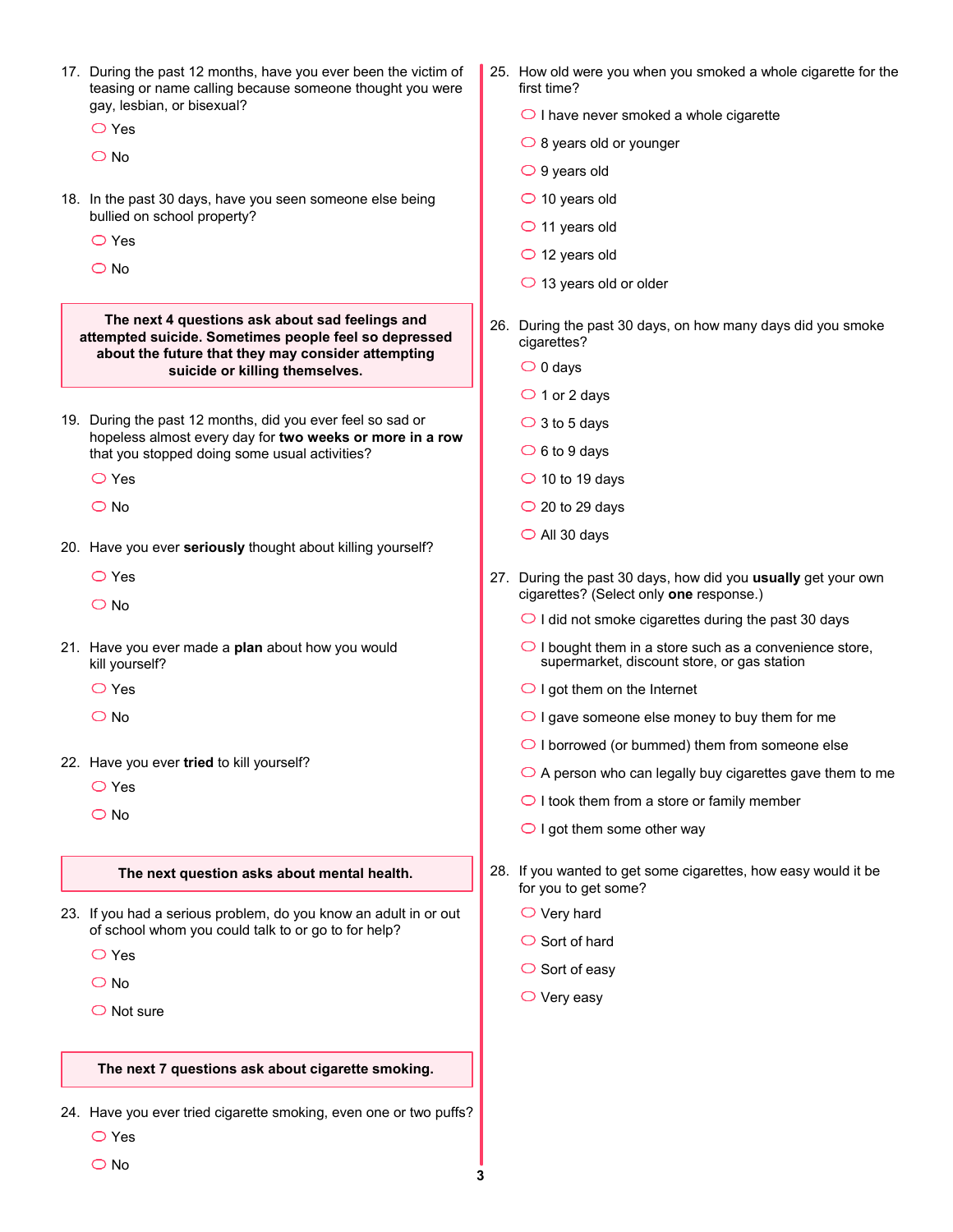17. During the past 12 months, have you ever been the victim of teasing or name calling because someone thought you were gay, lesbian, or bisexual?
    - Yes
    - No

18. In the past 30 days, have you seen someone else being bullied on school property?
    - Yes
    - No

**The next 4 questions ask about sad feelings and attempted suicide. Sometimes people feel so depressed about the future that they may consider attempting suicide or killing themselves.**

19. During the past 12 months, did you ever feel so sad or hopeless almost every day for **two weeks or more in a row** that you stopped doing some usual activities?
    - Yes
    - No

20. Have you ever **seriously** thought about killing yourself?
    - Yes
    - No

21. Have you ever made a **plan** about how you would kill yourself?
    - Yes
    - No

22. Have you ever **tried** to kill yourself?
    - Yes
    - No

**The next question asks about mental health.**

23. If you had a serious problem, do you know an adult in or out of school whom you could talk to or go to for help?
    - Yes
    - No
    - Not sure

**The next 7 questions ask about cigarette smoking.**

24. Have you ever tried cigarette smoking, even one or two puffs?
    - Yes
    - No

25. How old were you when you smoked a whole cigarette for the first time?
    - I have never smoked a whole cigarette
    - 8 years old or younger
    - 9 years old
    - 10 years old
    - 11 years old
    - 12 years old
    - 13 years old or older

26. During the past 30 days, on how many days did you smoke cigarettes?
    - 0 days
    - 1 or 2 days
    - 3 to 5 days
    - 6 to 9 days
    - 10 to 19 days
    - 20 to 29 days
    - All 30 days

27. During the past 30 days, how did you **usually** get your own cigarettes? (Select only **one** response.)
    - I did not smoke cigarettes during the past 30 days
    - I bought them in a store such as a convenience store, supermarket, discount store, or gas station
    - I got them on the Internet
    - I gave someone else money to buy them for me
    - I borrowed (or bummed) them from someone else
    - A person who can legally buy cigarettes gave them to me
    - I took them from a store or family member
    - I got them some other way

28. If you wanted to get some cigarettes, how easy would it be for you to get some?
    - Very hard
    - Sort of hard
    - Sort of easy
    - Very easy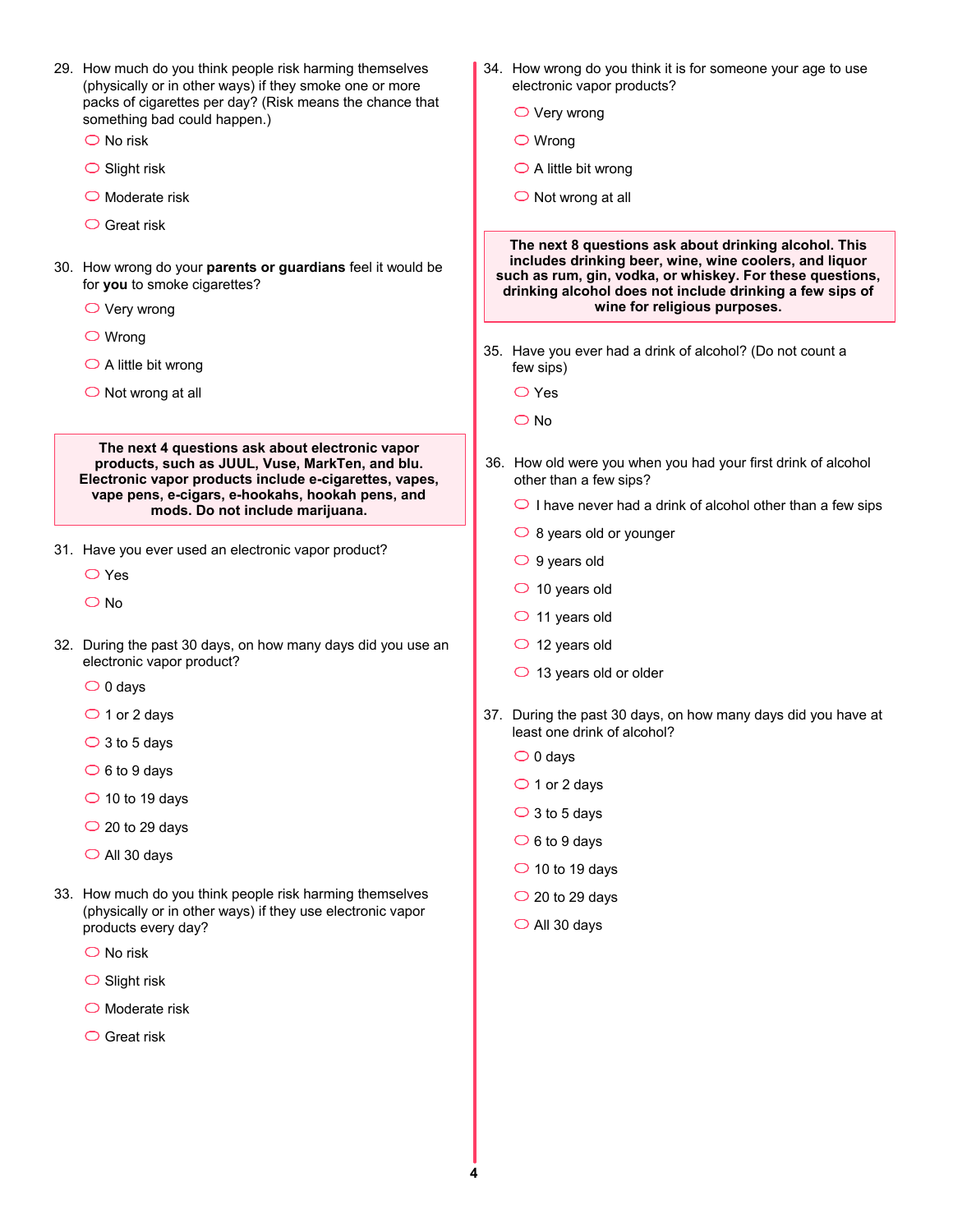29. How much do you think people risk harming themselves (physically or in other ways) if they smoke one or more packs of cigarettes per day? (Risk means the chance that something bad could happen.)
   - No risk
   - Slight risk
   - Moderate risk
   - Great risk

30. How wrong do your **parents or guardians** feel it would be for **you** to smoke cigarettes?
   - Very wrong
   - Wrong
   - A little bit wrong
   - Not wrong at all

**The next 4 questions ask about electronic vapor products, such as JUUL, Vuse, MarkTen, and blu. Electronic vapor products include e-cigarettes, vapes, vape pens, e-cigars, e-hookahs, hookah pens, and mods. Do not include marijuana.**

31. Have you ever used an electronic vapor product?
   - Yes
   - No

32. During the past 30 days, on how many days did you use an electronic vapor product?
   - 0 days
   - 1 or 2 days
   - 3 to 5 days
   - 6 to 9 days
   - 10 to 19 days
   - 20 to 29 days
   - All 30 days

33. How much do you think people risk harming themselves (physically or in other ways) if they use electronic vapor products every day?
   - No risk
   - Slight risk
   - Moderate risk
   - Great risk

34. How wrong do you think it is for someone your age to use electronic vapor products?
   - Very wrong
   - Wrong
   - A little bit wrong
   - Not wrong at all

**The next 8 questions ask about drinking alcohol. This includes drinking beer, wine, wine coolers, and liquor such as rum, gin, vodka, or whiskey. For these questions, drinking alcohol does not include drinking a few sips of wine for religious purposes.**

35. Have you ever had a drink of alcohol? (Do not count a few sips)
   - Yes
   - No

36. How old were you when you had your first drink of alcohol other than a few sips?
   - I have never had a drink of alcohol other than a few sips
   - 8 years old or younger
   - 9 years old
   - 10 years old
   - 11 years old
   - 12 years old
   - 13 years old or older

37. During the past 30 days, on how many days did you have at least one drink of alcohol?
   - 0 days
   - 1 or 2 days
   - 3 to 5 days
   - 6 to 9 days
   - 10 to 19 days
   - 20 to 29 days
   - All 30 days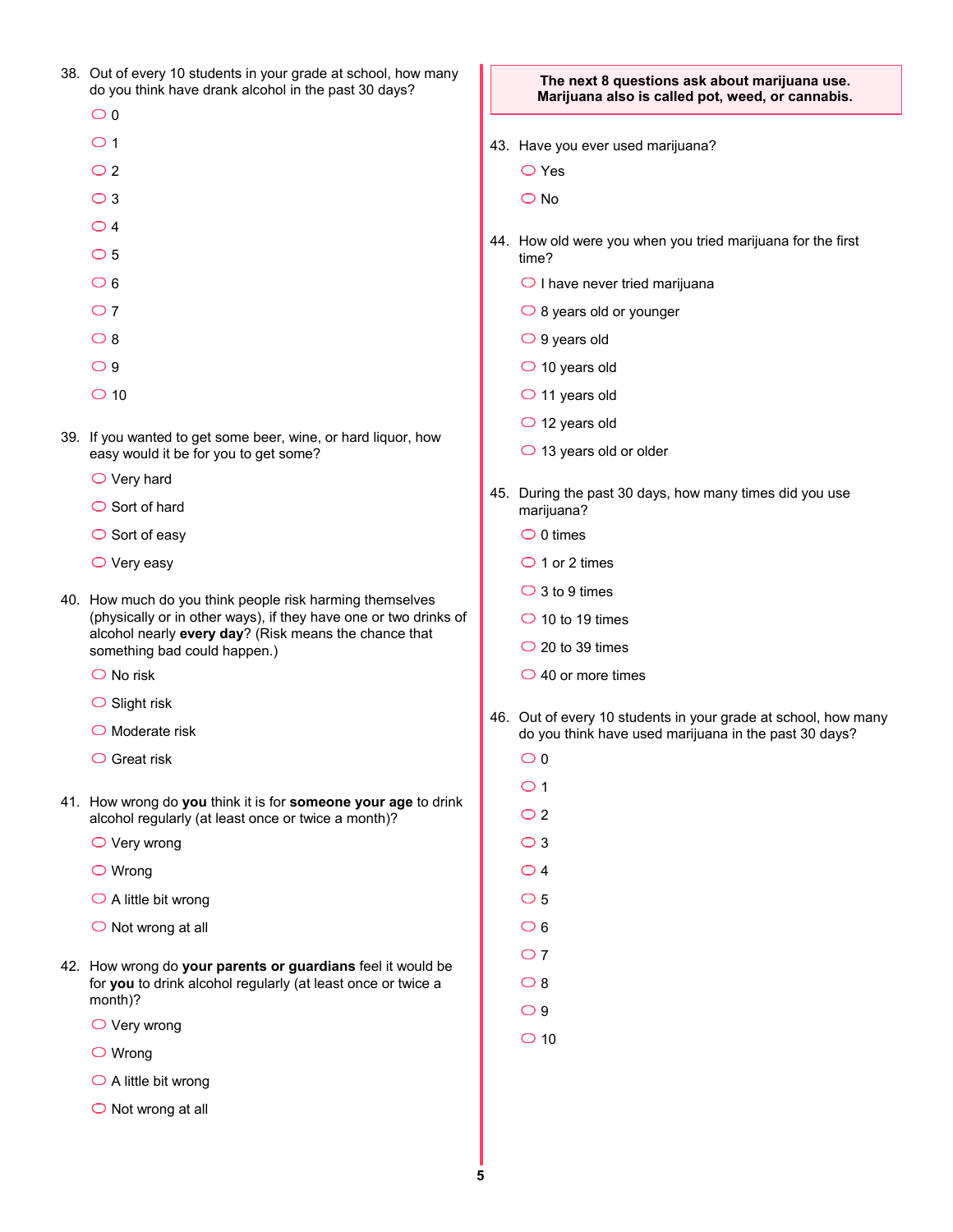38. Out of every 10 students in your grade at school, how many do you think have drank alcohol in the past 30 days?
   - 0
   - 1
   - 2
   - 3
   - 4
   - 5
   - 6
   - 7
   - 8
   - 9
   - 10

39. If you wanted to get some beer, wine, or hard liquor, how easy would it be for you to get some?
   - Very hard
   - Sort of hard
   - Sort of easy
   - Very easy

40. How much do you think people risk harming themselves (physically or in other ways), if they have one or two drinks of alcohol nearly **every day**? (Risk means the chance that something bad could happen.)
   - No risk
   - Slight risk
   - Moderate risk
   - Great risk

41. How wrong do **you** think it is for **someone your age** to drink alcohol regularly (at least once or twice a month)?
   - Very wrong
   - Wrong
   - A little bit wrong
   - Not wrong at all

42. How wrong do **your parents or guardians** feel it would be for **you** to drink alcohol regularly (at least once or twice a month)?
   - Very wrong
   - Wrong
   - A little bit wrong
   - Not wrong at all

**The next 8 questions ask about marijuana use. Marijuana also is called pot, weed, or cannabis.**

43. Have you ever used marijuana?
   - Yes
   - No

44. How old were you when you tried marijuana for the first time?
   - I have never tried marijuana
   - 8 years old or younger
   - 9 years old
   - 10 years old
   - 11 years old
   - 12 years old
   - 13 years old or older

45. During the past 30 days, how many times did you use marijuana?
   - 0 times
   - 1 or 2 times
   - 3 to 9 times
   - 10 to 19 times
   - 20 to 39 times
   - 40 or more times

46. Out of every 10 students in your grade at school, how many do you think have used marijuana in the past 30 days?
   - 0
   - 1
   - 2
   - 3
   - 4
   - 5
   - 6
   - 7
   - 8
   - 9
   - 10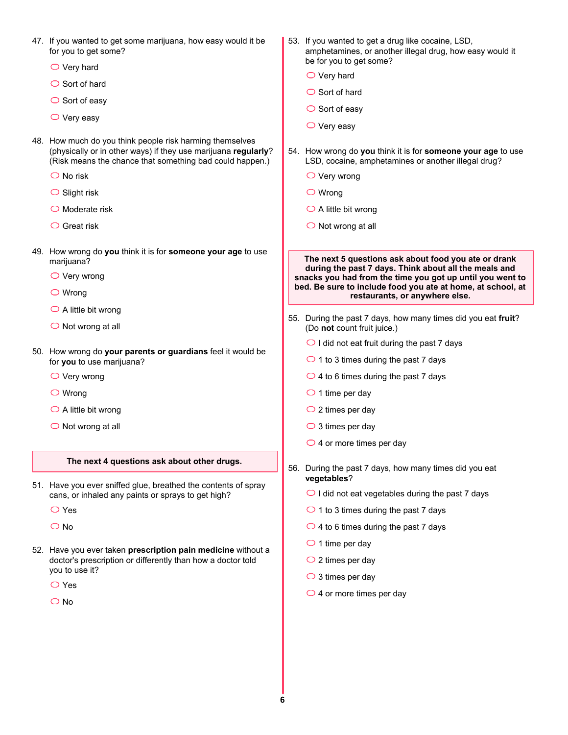47. If you wanted to get some marijuana, how easy would it be for you to get some?
   - Very hard
   - Sort of hard
   - Sort of easy
   - Very easy

48. How much do you think people risk harming themselves (physically or in other ways) if they use marijuana **regularly**? (Risk means the chance that something bad could happen.)
   - No risk
   - Slight risk
   - Moderate risk
   - Great risk

49. How wrong do **you** think it is for **someone your age** to use marijuana?
   - Very wrong
   - Wrong
   - A little bit wrong
   - Not wrong at all

50. How wrong do **your parents or guardians** feel it would be for **you** to use marijuana?
   - Very wrong
   - Wrong
   - A little bit wrong
   - Not wrong at all

**The next 4 questions ask about other drugs.**

51. Have you ever sniffed glue, breathed the contents of spray cans, or inhaled any paints or sprays to get high?
   - Yes
   - No

52. Have you ever taken **prescription pain medicine** without a doctor's prescription or differently than how a doctor told you to use it?
   - Yes
   - No

53. If you wanted to get a drug like cocaine, LSD, amphetamines, or another illegal drug, how easy would it be for you to get some?
   - Very hard
   - Sort of hard
   - Sort of easy
   - Very easy

54. How wrong do **you** think it is for **someone your age** to use LSD, cocaine, amphetamines or another illegal drug?
   - Very wrong
   - Wrong
   - A little bit wrong
   - Not wrong at all

**The next 5 questions ask about food you ate or drank during the past 7 days. Think about all the meals and snacks you had from the time you got up until you went to bed. Be sure to include food you ate at home, at school, at restaurants, or anywhere else.**

55. During the past 7 days, how many times did you eat **fruit**? (Do **not** count fruit juice.)
   - I did not eat fruit during the past 7 days
   - 1 to 3 times during the past 7 days
   - 4 to 6 times during the past 7 days
   - 1 time per day
   - 2 times per day
   - 3 times per day
   - 4 or more times per day

56. During the past 7 days, how many times did you eat **vegetables**?
   - I did not eat vegetables during the past 7 days
   - 1 to 3 times during the past 7 days
   - 4 to 6 times during the past 7 days
   - 1 time per day
   - 2 times per day
   - 3 times per day
   - 4 or more times per day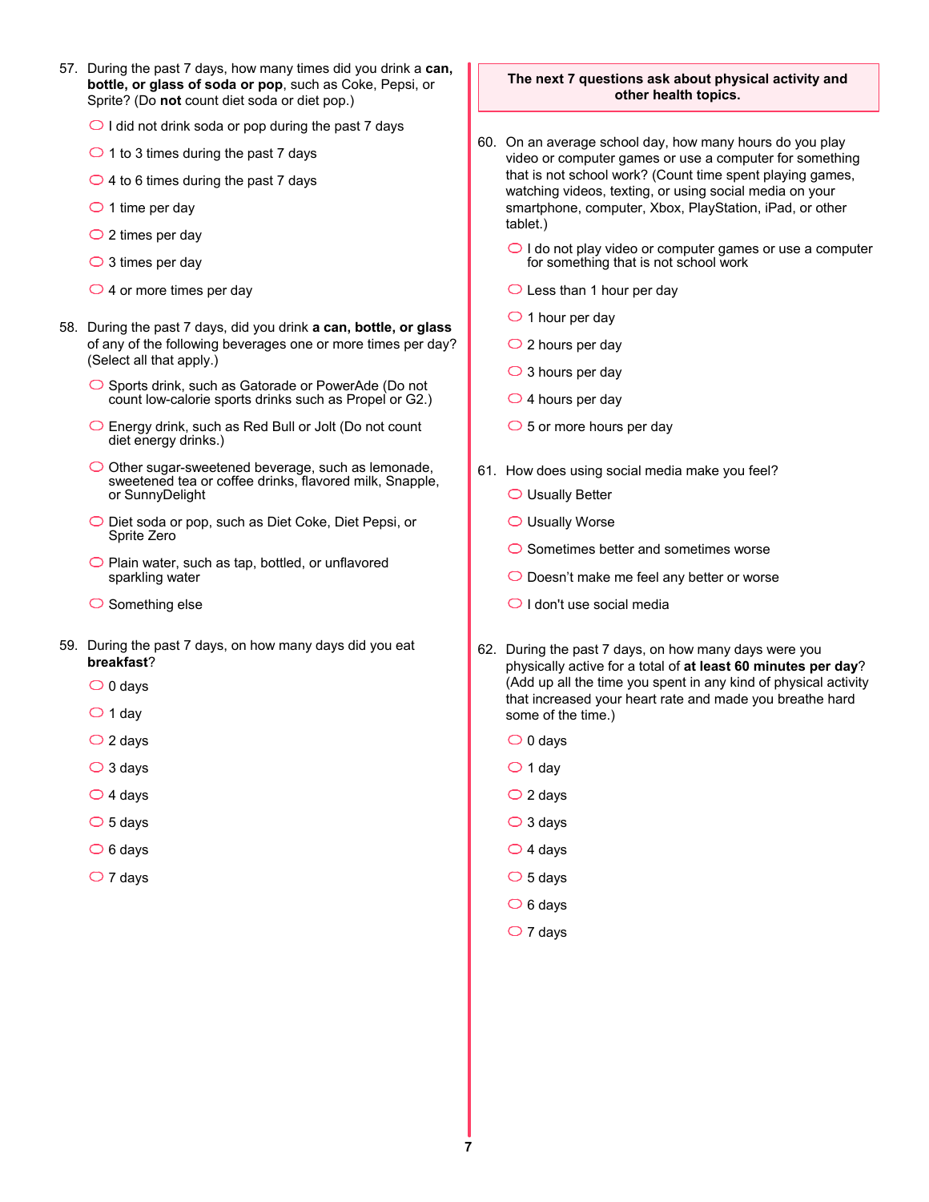57. During the past 7 days, how many times did you drink a **can, bottle, or glass of soda or pop**, such as Coke, Pepsi, or Sprite? (Do **not** count diet soda or diet pop.)

   - I did not drink soda or pop during the past 7 days
   - 1 to 3 times during the past 7 days
   - 4 to 6 times during the past 7 days
   - 1 time per day
   - 2 times per day
   - 3 times per day
   - 4 or more times per day

58. During the past 7 days, did you drink **a can, bottle, or glass** of any of the following beverages one or more times per day? (Select all that apply.)

   - Sports drink, such as Gatorade or PowerAde (Do not count low-calorie sports drinks such as Propel or G2.)
   - Energy drink, such as Red Bull or Jolt (Do not count diet energy drinks.)
   - Other sugar-sweetened beverage, such as lemonade, sweetened tea or coffee drinks, flavored milk, Snapple, or SunnyDelight
   - Diet soda or pop, such as Diet Coke, Diet Pepsi, or Sprite Zero
   - Plain water, such as tap, bottled, or unflavored sparkling water
   - Something else

59. During the past 7 days, on how many days did you eat **breakfast**?

   - 0 days
   - 1 day
   - 2 days
   - 3 days
   - 4 days
   - 5 days
   - 6 days
   - 7 days

**The next 7 questions ask about physical activity and other health topics.**

60. On an average school day, how many hours do you play video or computer games or use a computer for something that is not school work? (Count time spent playing games, watching videos, texting, or using social media on your smartphone, computer, Xbox, PlayStation, iPad, or other tablet.)

   - I do not play video or computer games or use a computer for something that is not school work
   - Less than 1 hour per day
   - 1 hour per day
   - 2 hours per day
   - 3 hours per day
   - 4 hours per day
   - 5 or more hours per day

61. How does using social media make you feel?

   - Usually Better
   - Usually Worse
   - Sometimes better and sometimes worse
   - Doesn't make me feel any better or worse
   - I don't use social media

62. During the past 7 days, on how many days were you physically active for a total of **at least 60 minutes per day**? (Add up all the time you spent in any kind of physical activity that increased your heart rate and made you breathe hard some of the time.)

   - 0 days
   - 1 day
   - 2 days
   - 3 days
   - 4 days
   - 5 days
   - 6 days
   - 7 days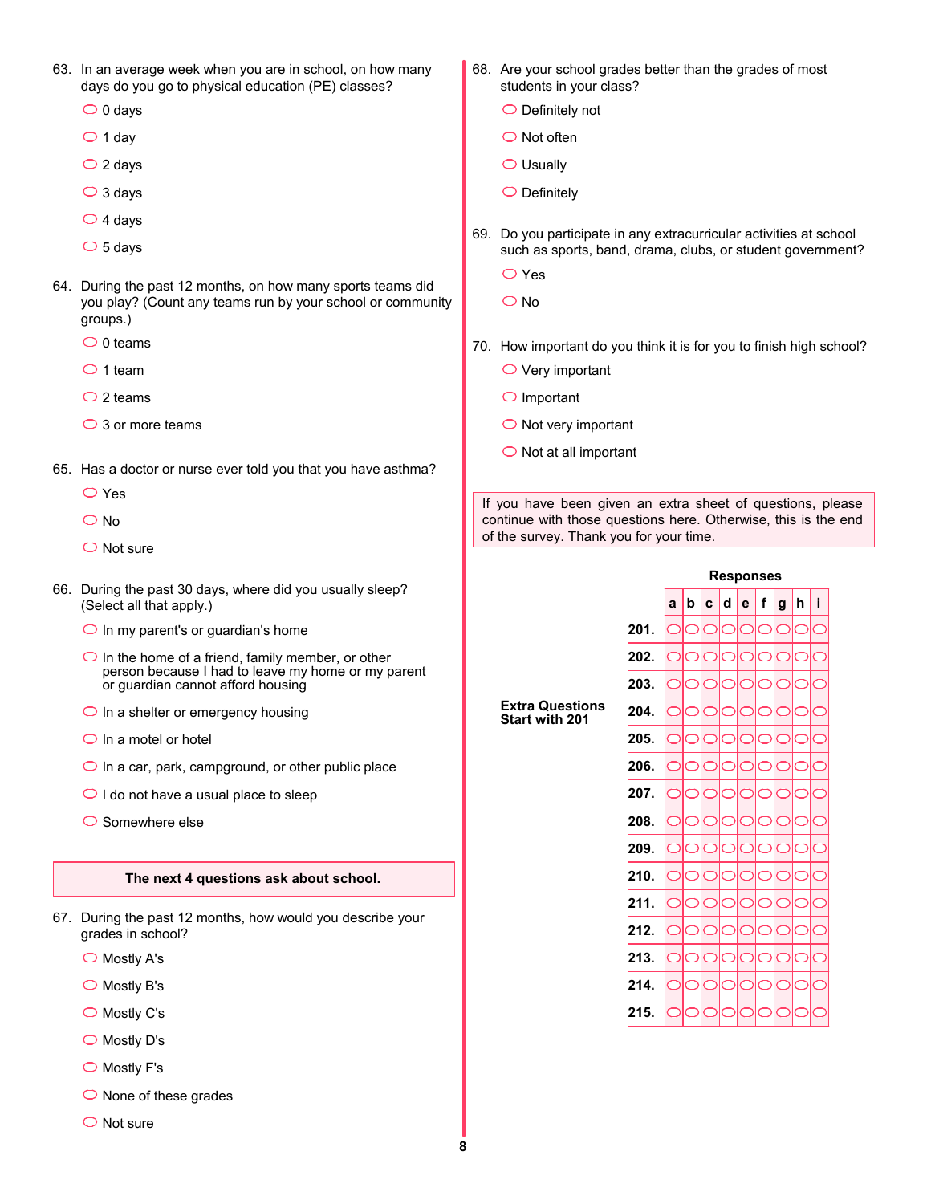63. In an average week when you are in school, on how many days do you go to physical education (PE) classes?
   - 0 days
   - 1 day
   - 2 days
   - 3 days
   - 4 days
   - 5 days

64. During the past 12 months, on how many sports teams did you play? (Count any teams run by your school or community groups.)
   - 0 teams
   - 1 team
   - 2 teams
   - 3 or more teams

65. Has a doctor or nurse ever told you that you have asthma?
   - Yes
   - No
   - Not sure

66. During the past 30 days, where did you usually sleep? (Select all that apply.)
   - In my parent's or guardian's home
   - In the home of a friend, family member, or other person because I had to leave my home or my parent or guardian cannot afford housing
   - In a shelter or emergency housing
   - In a motel or hotel
   - In a car, park, campground, or other public place
   - I do not have a usual place to sleep
   - Somewhere else

**The next 4 questions ask about school.**

67. During the past 12 months, how would you describe your grades in school?
   - Mostly A's
   - Mostly B's
   - Mostly C's
   - Mostly D's
   - Mostly F's
   - None of these grades
   - Not sure

68. Are your school grades better than the grades of most students in your class?
   - Definitely not
   - Not often
   - Usually
   - Definitely

69. Do you participate in any extracurricular activities at school such as sports, band, drama, clubs, or student government?
   - Yes
   - No

70. How important do you think it is for you to finish high school?
   - Very important
   - Important
   - Not very important
   - Not at all important

If you have been given an extra sheet of questions, please continue with those questions here. Otherwise, this is the end of the survey. Thank you for your time.

**Extra Questions Start with 201**

**Responses**

| | a | b | c | d | e | f | g | h | i |
|---|---|---|---|---|---|---|---|---|---|
| **201.** | ○ | ○ | ○ | ○ | ○ | ○ | ○ | ○ | ○ |
| **202.** | ○ | ○ | ○ | ○ | ○ | ○ | ○ | ○ | ○ |
| **203.** | ○ | ○ | ○ | ○ | ○ | ○ | ○ | ○ | ○ |
| **204.** | ○ | ○ | ○ | ○ | ○ | ○ | ○ | ○ | ○ |
| **205.** | ○ | ○ | ○ | ○ | ○ | ○ | ○ | ○ | ○ |
| **206.** | ○ | ○ | ○ | ○ | ○ | ○ | ○ | ○ | ○ |
| **207.** | ○ | ○ | ○ | ○ | ○ | ○ | ○ | ○ | ○ |
| **208.** | ○ | ○ | ○ | ○ | ○ | ○ | ○ | ○ | ○ |
| **209.** | ○ | ○ | ○ | ○ | ○ | ○ | ○ | ○ | ○ |
| **210.** | ○ | ○ | ○ | ○ | ○ | ○ | ○ | ○ | ○ |
| **211.** | ○ | ○ | ○ | ○ | ○ | ○ | ○ | ○ | ○ |
| **212.** | ○ | ○ | ○ | ○ | ○ | ○ | ○ | ○ | ○ |
| **213.** | ○ | ○ | ○ | ○ | ○ | ○ | ○ | ○ | ○ |
| **214.** | ○ | ○ | ○ | ○ | ○ | ○ | ○ | ○ | ○ |
| **215.** | ○ | ○ | ○ | ○ | ○ | ○ | ○ | ○ | ○ |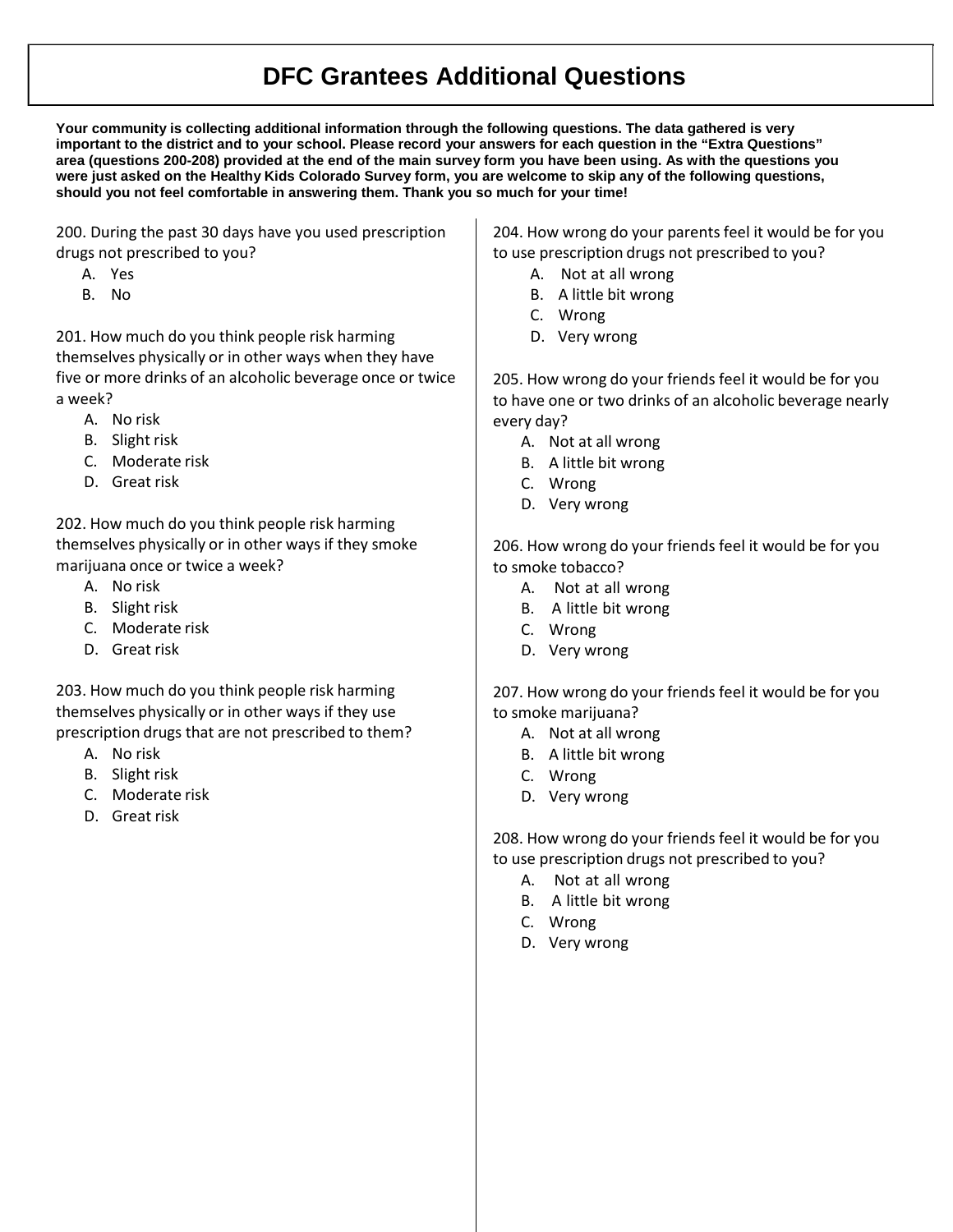# DFC Grantees Additional Questions

**Your community is collecting additional information through the following questions. The data gathered is very important to the district and to your school. Please record your answers for each question in the "Extra Questions" area (questions 200-208) provided at the end of the main survey form you have been using. As with the questions you were just asked on the Healthy Kids Colorado Survey form, you are welcome to skip any of the following questions, should you not feel comfortable in answering them. Thank you so much for your time!**

200. During the past 30 days have you used prescription drugs not prescribed to you?

   A. Yes
   B. No

201. How much do you think people risk harming themselves physically or in other ways when they have five or more drinks of an alcoholic beverage once or twice a week?

   A. No risk
   B. Slight risk
   C. Moderate risk
   D. Great risk

202. How much do you think people risk harming themselves physically or in other ways if they smoke marijuana once or twice a week?

   A. No risk
   B. Slight risk
   C. Moderate risk
   D. Great risk

203. How much do you think people risk harming themselves physically or in other ways if they use prescription drugs that are not prescribed to them?

   A. No risk
   B. Slight risk
   C. Moderate risk
   D. Great risk

204. How wrong do your parents feel it would be for you to use prescription drugs not prescribed to you?

   A. Not at all wrong
   B. A little bit wrong
   C. Wrong
   D. Very wrong

205. How wrong do your friends feel it would be for you to have one or two drinks of an alcoholic beverage nearly every day?

   A. Not at all wrong
   B. A little bit wrong
   C. Wrong
   D. Very wrong

206. How wrong do your friends feel it would be for you to smoke tobacco?

   A. Not at all wrong
   B. A little bit wrong
   C. Wrong
   D. Very wrong

207. How wrong do your friends feel it would be for you to smoke marijuana?

   A. Not at all wrong
   B. A little bit wrong
   C. Wrong
   D. Very wrong

208. How wrong do your friends feel it would be for you to use prescription drugs not prescribed to you?

   A. Not at all wrong
   B. A little bit wrong
   C. Wrong
   D. Very wrong